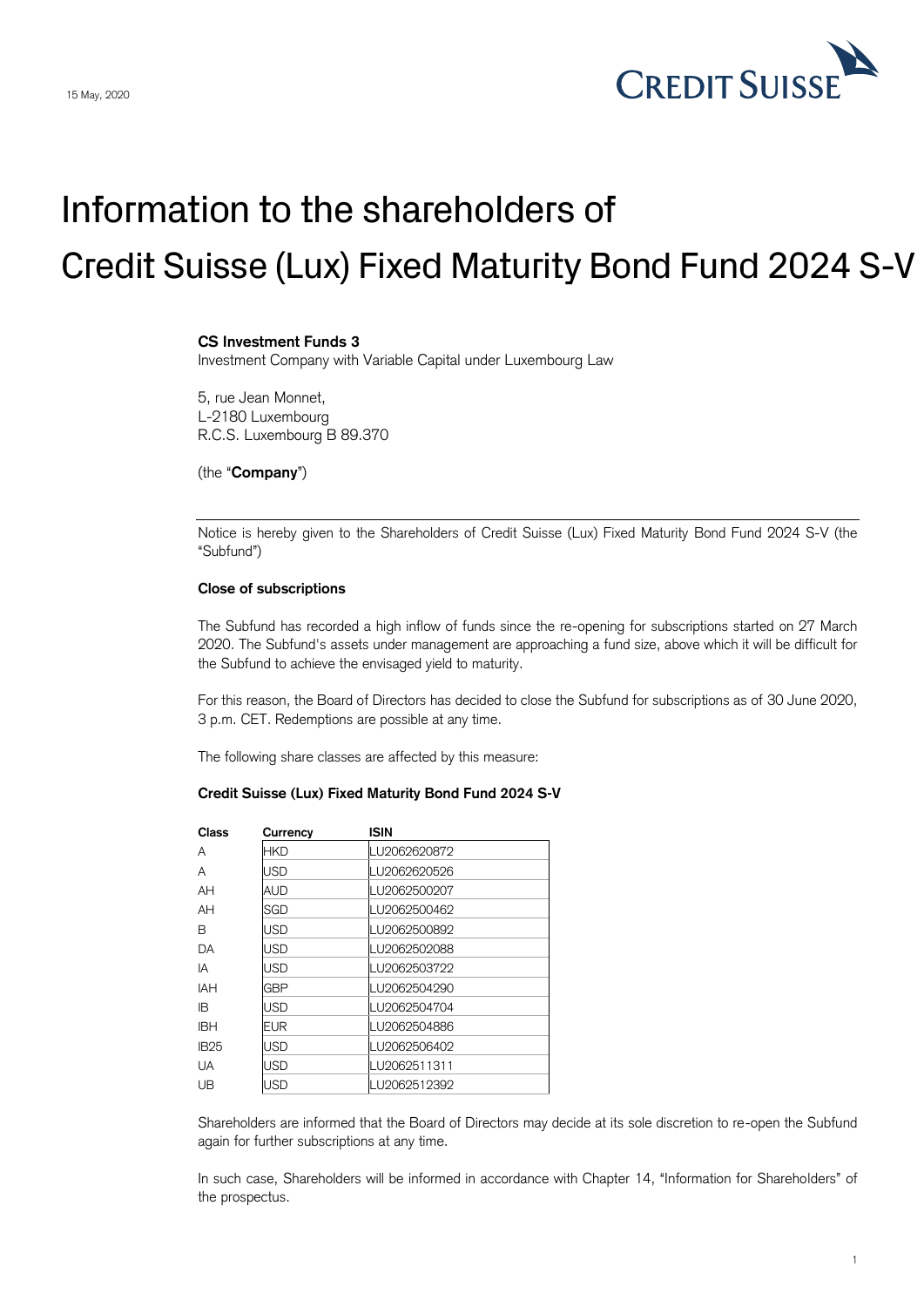15 May, 2020

CREDIT SUISSE

# Information to the shareholders of Credit Suisse (Lux) Fixed Maturity Bond Fund 2024 S-V

**CS Investment Funds 3**
Investment Company with Variable Capital under Luxembourg Law

5, rue Jean Monnet,
L-2180 Luxembourg
R.C.S. Luxembourg B 89.370

(the "**Company**")

---

Notice is hereby given to the Shareholders of Credit Suisse (Lux) Fixed Maturity Bond Fund 2024 S-V (the "Subfund")

**Close of subscriptions**

The Subfund has recorded a high inflow of funds since the re-opening for subscriptions started on 27 March 2020. The Subfund's assets under management are approaching a fund size, above which it will be difficult for the Subfund to achieve the envisaged yield to maturity.

For this reason, the Board of Directors has decided to close the Subfund for subscriptions as of 30 June 2020, 3 p.m. CET. Redemptions are possible at any time.

The following share classes are affected by this measure:

**Credit Suisse (Lux) Fixed Maturity Bond Fund 2024 S-V**

| Class | Currency | ISIN |
|---|---|---|
| A | HKD | LU2062620872 |
| A | USD | LU2062620526 |
| AH | AUD | LU2062500207 |
| AH | SGD | LU2062500462 |
| B | USD | LU2062500892 |
| DA | USD | LU2062502088 |
| IA | USD | LU2062503722 |
| IAH | GBP | LU2062504290 |
| IB | USD | LU2062504704 |
| IBH | EUR | LU2062504886 |
| IB25 | USD | LU2062506402 |
| UA | USD | LU2062511311 |
| UB | USD | LU2062512392 |

Shareholders are informed that the Board of Directors may decide at its sole discretion to re-open the Subfund again for further subscriptions at any time.

In such case, Shareholders will be informed in accordance with Chapter 14, "Information for Shareholders" of the prospectus.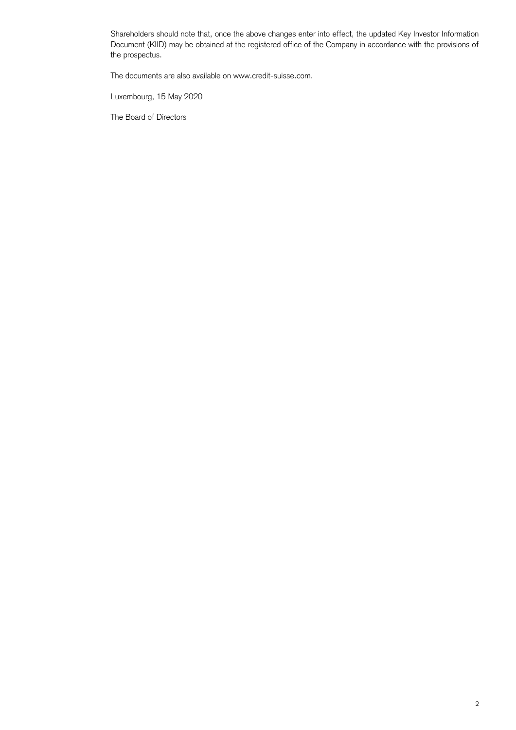Shareholders should note that, once the above changes enter into effect, the updated Key Investor Information Document (KIID) may be obtained at the registered office of the Company in accordance with the provisions of the prospectus.

The documents are also available on www.credit-suisse.com.

Luxembourg, 15 May 2020

The Board of Directors